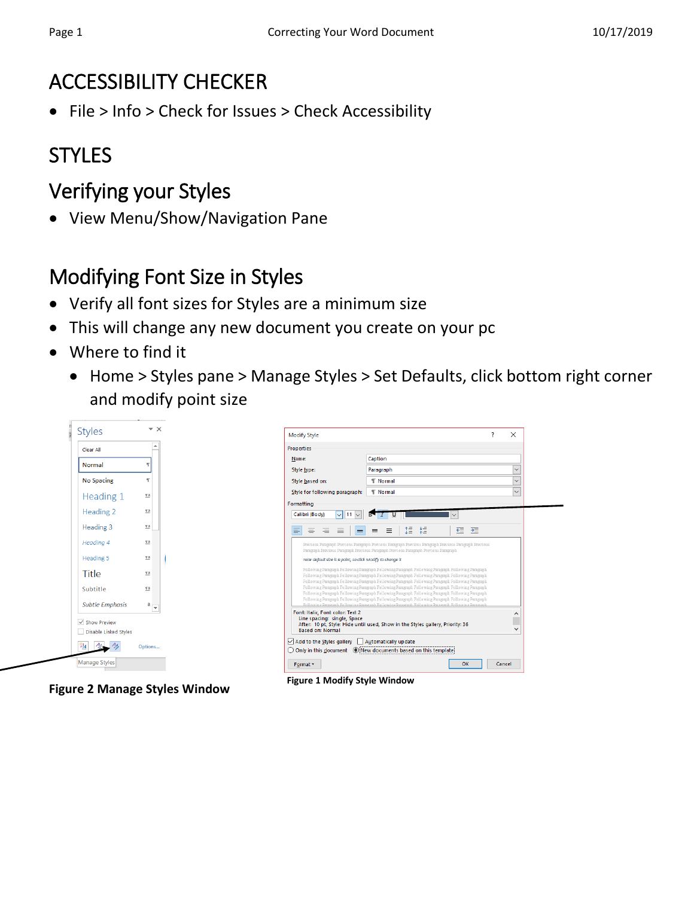# ACCESSIBILITY CHECKER

- File > Info > Check for Issues > Check Accessibility

# STYLES

## Verifying your Styles

- View Menu/Show/Navigation Pane

## Modifying Font Size in Styles

- Verify all font sizes for Styles are a minimum size
- This will change any new document you create on your pc
- Where to find it
  - Home > Styles pane > Manage Styles > Set Defaults, click bottom right corner and modify point size

**Figure 2 Manage Styles Window**

**Figure 1 Modify Style Window**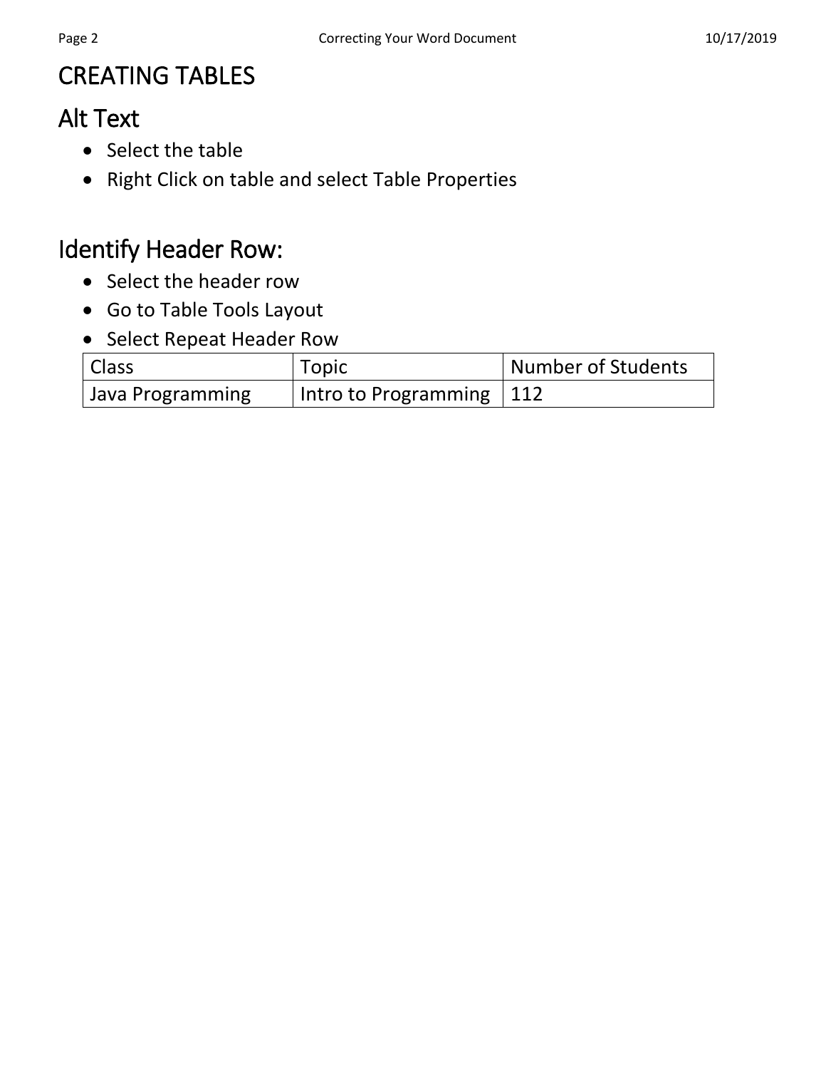# CREATING TABLES

## Alt Text

- Select the table
- Right Click on table and select Table Properties

## Identify Header Row:

- Select the header row
- Go to Table Tools Layout
- Select Repeat Header Row

| Class | Topic | Number of Students |
|---|---|---|
| Java Programming | Intro to Programming | 112 |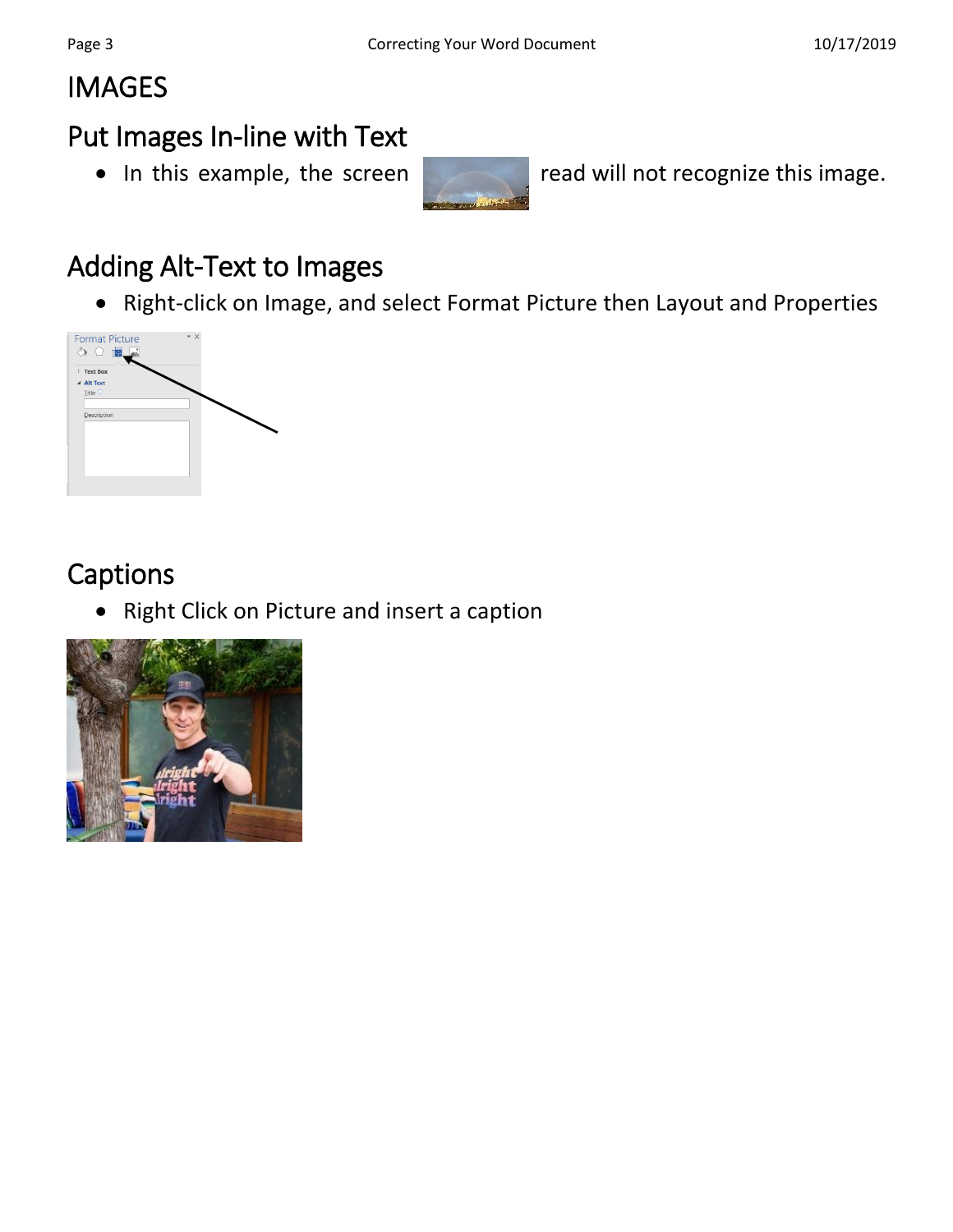# IMAGES

## Put Images In-line with Text

- In this example, the screen read will not recognize this image.

## Adding Alt-Text to Images

- Right-click on Image, and select Format Picture then Layout and Properties

## Captions

- Right Click on Picture and insert a caption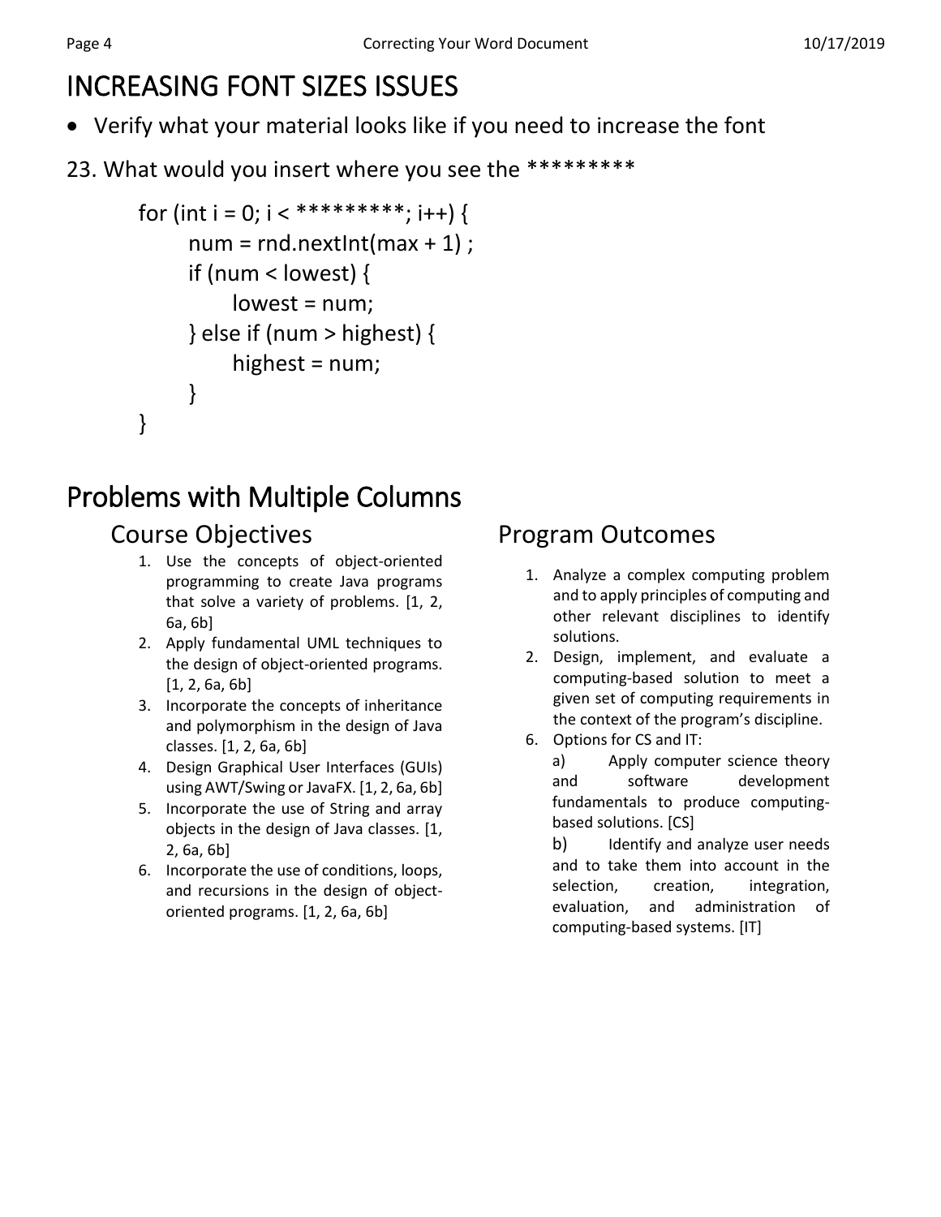# INCREASING FONT SIZES ISSUES

- Verify what your material looks like if you need to increase the font

23. What would you insert where you see the *********

```
for (int i = 0; i < *********; i++) {
      num = rnd.nextInt(max + 1) ;
      if (num < lowest) {
           lowest = num;
      } else if (num > highest) {
           highest = num;
      }
}
```

# Problems with Multiple Columns

## Course Objectives

1. Use the concepts of object-oriented programming to create Java programs that solve a variety of problems. [1, 2, 6a, 6b]
2. Apply fundamental UML techniques to the design of object-oriented programs. [1, 2, 6a, 6b]
3. Incorporate the concepts of inheritance and polymorphism in the design of Java classes. [1, 2, 6a, 6b]
4. Design Graphical User Interfaces (GUIs) using AWT/Swing or JavaFX. [1, 2, 6a, 6b]
5. Incorporate the use of String and array objects in the design of Java classes. [1, 2, 6a, 6b]
6. Incorporate the use of conditions, loops, and recursions in the design of object-oriented programs. [1, 2, 6a, 6b]

## Program Outcomes

1. Analyze a complex computing problem and to apply principles of computing and other relevant disciplines to identify solutions.
2. Design, implement, and evaluate a computing-based solution to meet a given set of computing requirements in the context of the program's discipline.

6. Options for CS and IT:

   a) Apply computer science theory and software development fundamentals to produce computing-based solutions. [CS]

   b) Identify and analyze user needs and to take them into account in the selection, creation, integration, evaluation, and administration of computing-based systems. [IT]